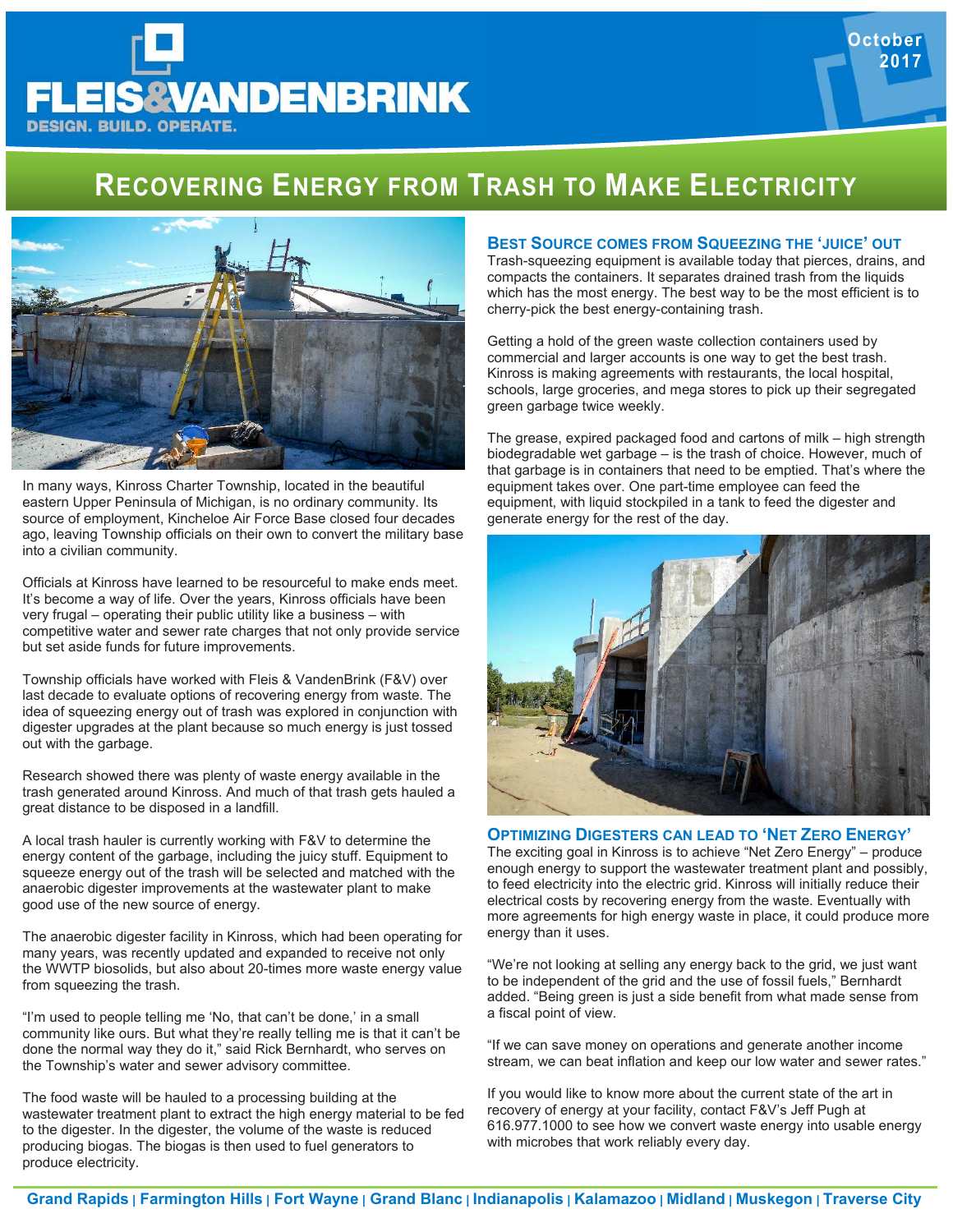# FLEIS&VANDENBRINK

DESIGN. BUILD. OPERATE.

October 2017

## RECOVERING ENERGY FROM TRASH TO MAKE ELECTRICITY

In many ways, Kinross Charter Township, located in the beautiful eastern Upper Peninsula of Michigan, is no ordinary community. Its source of employment, Kincheloe Air Force Base closed four decades ago, leaving Township officials on their own to convert the military base into a civilian community.

Officials at Kinross have learned to be resourceful to make ends meet. It's become a way of life. Over the years, Kinross officials have been very frugal – operating their public utility like a business – with competitive water and sewer rate charges that not only provide service but set aside funds for future improvements.

Township officials have worked with Fleis & VandenBrink (F&V) over last decade to evaluate options of recovering energy from waste. The idea of squeezing energy out of trash was explored in conjunction with digester upgrades at the plant because so much energy is just tossed out with the garbage.

Research showed there was plenty of waste energy available in the trash generated around Kinross. And much of that trash gets hauled a great distance to be disposed in a landfill.

A local trash hauler is currently working with F&V to determine the energy content of the garbage, including the juicy stuff. Equipment to squeeze energy out of the trash will be selected and matched with the anaerobic digester improvements at the wastewater plant to make good use of the new source of energy.

The anaerobic digester facility in Kinross, which had been operating for many years, was recently updated and expanded to receive not only the WWTP biosolids, but also about 20-times more waste energy value from squeezing the trash.

"I'm used to people telling me 'No, that can't be done,' in a small community like ours. But what they're really telling me is that it can't be done the normal way they do it," said Rick Bernhardt, who serves on the Township's water and sewer advisory committee.

The food waste will be hauled to a processing building at the wastewater treatment plant to extract the high energy material to be fed to the digester. In the digester, the volume of the waste is reduced producing biogas. The biogas is then used to fuel generators to produce electricity.

### BEST SOURCE COMES FROM SQUEEZING THE 'JUICE' OUT

Trash-squeezing equipment is available today that pierces, drains, and compacts the containers. It separates drained trash from the liquids which has the most energy. The best way to be the most efficient is to cherry-pick the best energy-containing trash.

Getting a hold of the green waste collection containers used by commercial and larger accounts is one way to get the best trash. Kinross is making agreements with restaurants, the local hospital, schools, large groceries, and mega stores to pick up their segregated green garbage twice weekly.

The grease, expired packaged food and cartons of milk – high strength biodegradable wet garbage – is the trash of choice. However, much of that garbage is in containers that need to be emptied. That's where the equipment takes over. One part-time employee can feed the equipment, with liquid stockpiled in a tank to feed the digester and generate energy for the rest of the day.

### OPTIMIZING DIGESTERS CAN LEAD TO 'NET ZERO ENERGY'

The exciting goal in Kinross is to achieve "Net Zero Energy" – produce enough energy to support the wastewater treatment plant and possibly, to feed electricity into the electric grid. Kinross will initially reduce their electrical costs by recovering energy from the waste. Eventually with more agreements for high energy waste in place, it could produce more energy than it uses.

"We're not looking at selling any energy back to the grid, we just want to be independent of the grid and the use of fossil fuels," Bernhardt added. "Being green is just a side benefit from what made sense from a fiscal point of view.

"If we can save money on operations and generate another income stream, we can beat inflation and keep our low water and sewer rates."

If you would like to know more about the current state of the art in recovery of energy at your facility, contact F&V's Jeff Pugh at 616.977.1000 to see how we convert waste energy into usable energy with microbes that work reliably every day.

Grand Rapids | Farmington Hills | Fort Wayne | Grand Blanc | Indianapolis | Kalamazoo | Midland | Muskegon | Traverse City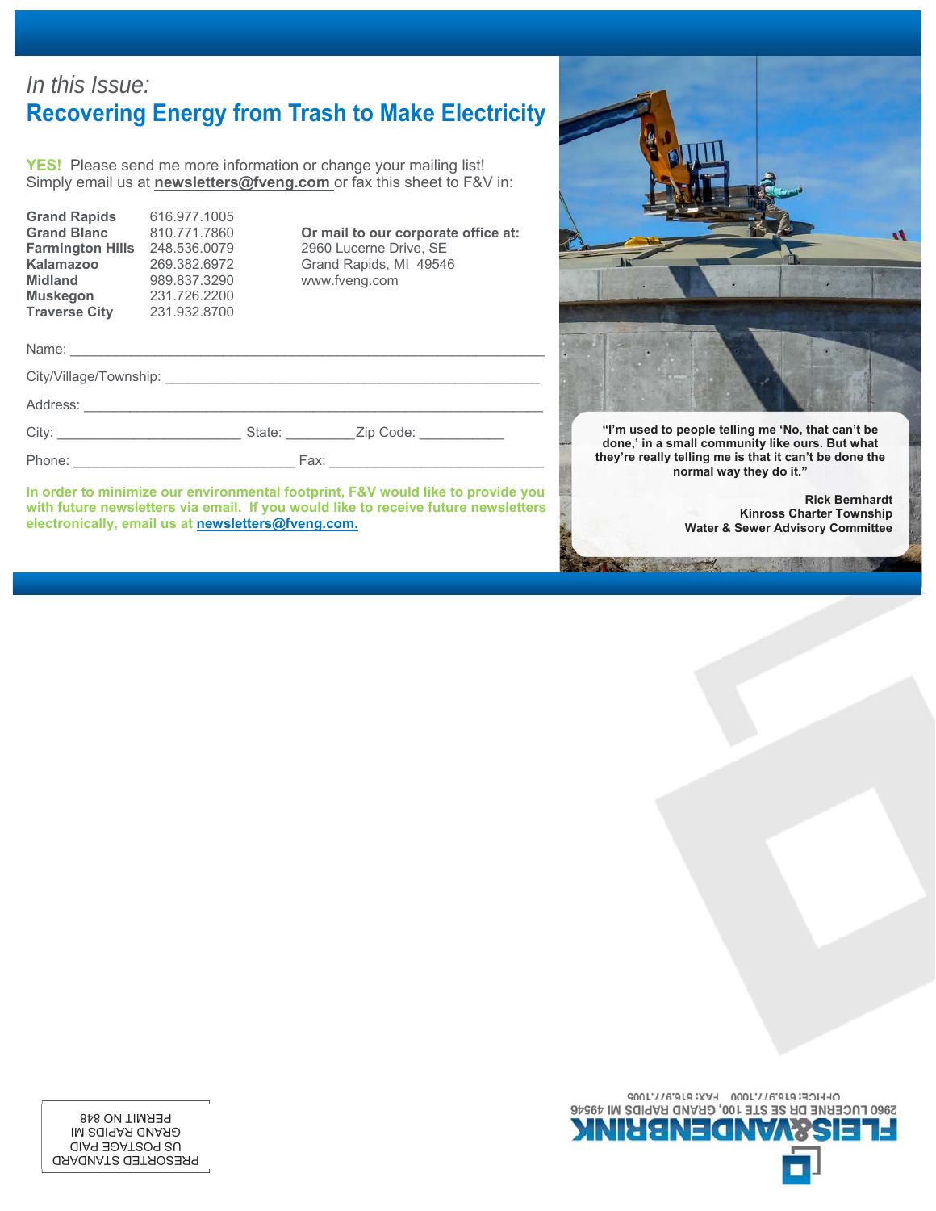*In this Issue:*

## Recovering Energy from Trash to Make Electricity

**YES!** Please send me more information or change your mailing list!
Simply email us at **newsletters@fveng.com** or fax this sheet to F&V in:

| | |
|---|---|
| **Grand Rapids** | 616.977.1005 |
| **Grand Blanc** | 810.771.7860 |
| **Farmington Hills** | 248.536.0079 |
| **Kalamazoo** | 269.382.6972 |
| **Midland** | 989.837.3290 |
| **Muskegon** | 231.726.2200 |
| **Traverse City** | 231.932.8700 |

**Or mail to our corporate office at:**
2960 Lucerne Drive, SE
Grand Rapids, MI 49546
www.fveng.com

Name: ____________________________________________________________

City/Village/Township: ______________________________________________

Address: __________________________________________________________

City: ________________________ State: _________ Zip Code: ___________

Phone: _____________________________ Fax: ____________________________

**In order to minimize our environmental footprint, F&V would like to provide you with future newsletters via email. If you would like to receive future newsletters electronically, email us at newsletters@fveng.com.**

**"I'm used to people telling me 'No, that can't be done,' in a small community like ours. But what they're really telling me is that it can't be done the normal way they do it."**

**Rick Bernhardt**
**Kinross Charter Township**
**Water & Sewer Advisory Committee**

PRESORTED STANDARD
US POSTAGE PAID
GRAND RAPIDS MI
PERMIT NO 848

FLEIS & VANDENBRINK
2960 LUCERNE DR SE STE 100, GRAND RAPIDS MI 49546
OFFICE: 616.977.1000 FAX: 616.977.1005